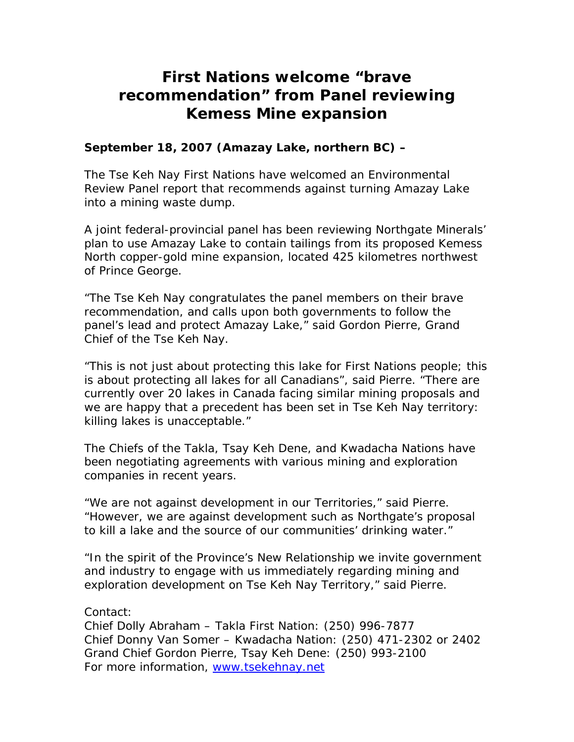# First Nations welcome "brave recommendation" from Panel reviewing Kemess Mine expansion

**September 18, 2007 (Amazay Lake, northern BC) –**

The Tse Keh Nay First Nations have welcomed an Environmental Review Panel report that recommends against turning Amazay Lake into a mining waste dump.

A joint federal-provincial panel has been reviewing Northgate Minerals' plan to use Amazay Lake to contain tailings from its proposed Kemess North copper-gold mine expansion, located 425 kilometres northwest of Prince George.

"The Tse Keh Nay congratulates the panel members on their brave recommendation, and calls upon both governments to follow the panel's lead and protect Amazay Lake," said Gordon Pierre, Grand Chief of the Tse Keh Nay.

"This is not just about protecting this lake for First Nations people; this is about protecting all lakes for all Canadians", said Pierre. "There are currently over 20 lakes in Canada facing similar mining proposals and we are happy that a precedent has been set in Tse Keh Nay territory: killing lakes is unacceptable."

The Chiefs of the Takla, Tsay Keh Dene, and Kwadacha Nations have been negotiating agreements with various mining and exploration companies in recent years.

"We are not against development in our Territories," said Pierre. "However, we are against development such as Northgate's proposal to kill a lake and the source of our communities' drinking water."

"In the spirit of the Province's New Relationship we invite government and industry to engage with us immediately regarding mining and exploration development on Tse Keh Nay Territory," said Pierre.

Contact:
Chief Dolly Abraham – Takla First Nation: (250) 996-7877
Chief Donny Van Somer – Kwadacha Nation: (250) 471-2302 or 2402
Grand Chief Gordon Pierre, Tsay Keh Dene: (250) 993-2100
For more information, [www.tsekehnay.net](http://www.tsekehnay.net)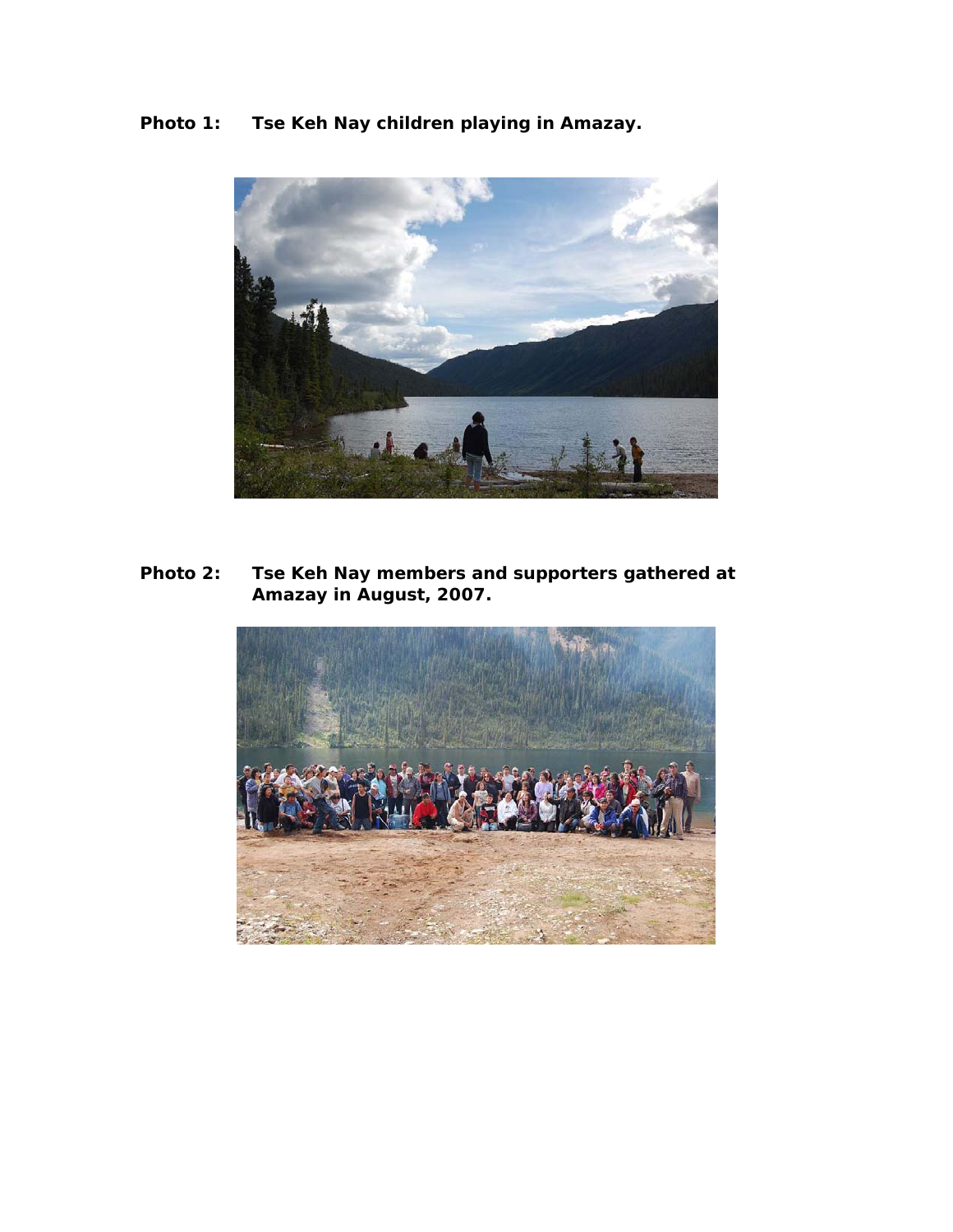**Photo 1:** **Tse Keh Nay children playing in Amazay.**

**Photo 2:** **Tse Keh Nay members and supporters gathered at Amazay in August, 2007.**